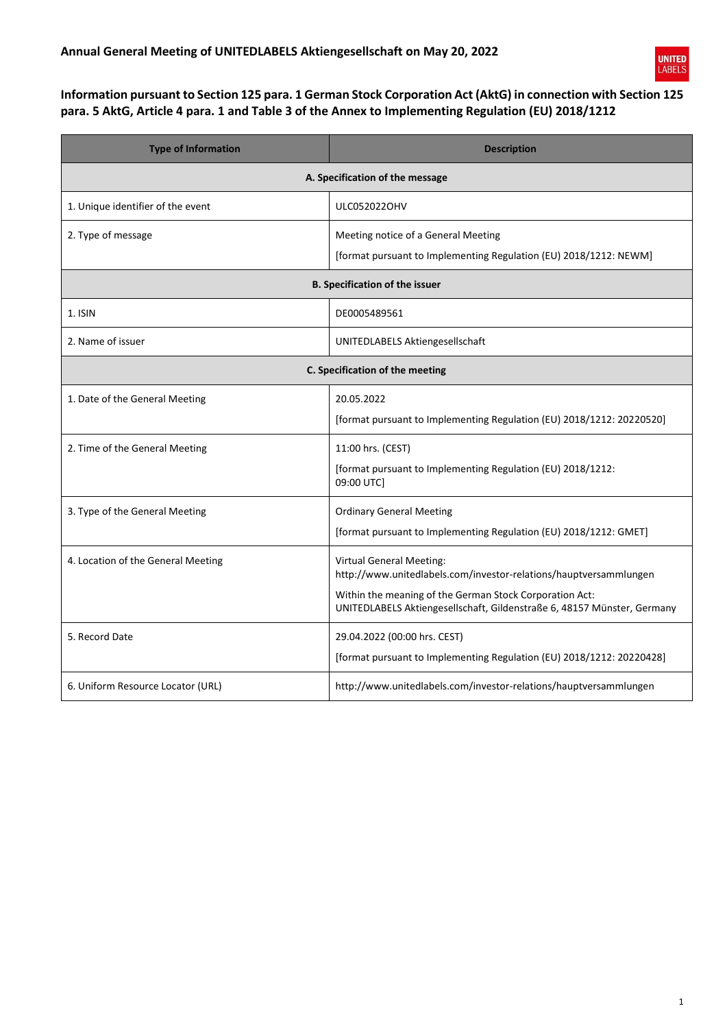## Annual General Meeting of UNITEDLABELS Aktiengesellschaft on May 20, 2022

### Information pursuant to Section 125 para. 1 German Stock Corporation Act (AktG) in connection with Section 125 para. 5 AktG, Article 4 para. 1 and Table 3 of the Annex to Implementing Regulation (EU) 2018/1212

| Type of Information | Description |
|---|---|
| **A. Specification of the message** | |
| 1. Unique identifier of the event | ULC052022OHV |
| 2. Type of message | Meeting notice of a General Meeting<br>[format pursuant to Implementing Regulation (EU) 2018/1212: NEWM] |
| **B. Specification of the issuer** | |
| 1. ISIN | DE0005489561 |
| 2. Name of issuer | UNITEDLABELS Aktiengesellschaft |
| **C. Specification of the meeting** | |
| 1. Date of the General Meeting | 20.05.2022<br>[format pursuant to Implementing Regulation (EU) 2018/1212: 20220520] |
| 2. Time of the General Meeting | 11:00 hrs. (CEST)<br>[format pursuant to Implementing Regulation (EU) 2018/1212: 09:00 UTC] |
| 3. Type of the General Meeting | Ordinary General Meeting<br>[format pursuant to Implementing Regulation (EU) 2018/1212: GMET] |
| 4. Location of the General Meeting | Virtual General Meeting:<br>http://www.unitedlabels.com/investor-relations/hauptversammlungen<br>Within the meaning of the German Stock Corporation Act:<br>UNITEDLABELS Aktiengesellschaft, Gildenstraße 6, 48157 Münster, Germany |
| 5. Record Date | 29.04.2022 (00:00 hrs. CEST)<br>[format pursuant to Implementing Regulation (EU) 2018/1212: 20220428] |
| 6. Uniform Resource Locator (URL) | http://www.unitedlabels.com/investor-relations/hauptversammlungen |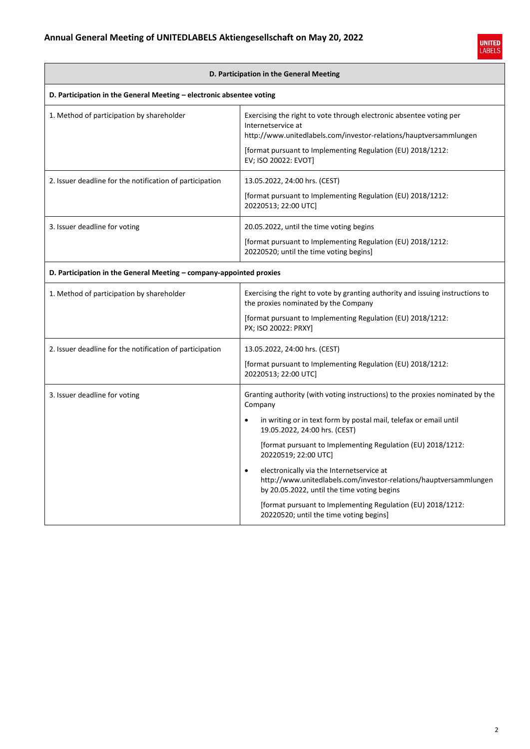| D. Participation in the General Meeting | |
|---|---|
| **D. Participation in the General Meeting – electronic absentee voting** | |
| 1. Method of participation by shareholder | Exercising the right to vote through electronic absentee voting per Internetservice at http://www.unitedlabels.com/investor-relations/hauptversammlungen<br><br>[format pursuant to Implementing Regulation (EU) 2018/1212: EV; ISO 20022: EVOT] |
| 2. Issuer deadline for the notification of participation | 13.05.2022, 24:00 hrs. (CEST)<br><br>[format pursuant to Implementing Regulation (EU) 2018/1212: 20220513; 22:00 UTC] |
| 3. Issuer deadline for voting | 20.05.2022, until the time voting begins<br><br>[format pursuant to Implementing Regulation (EU) 2018/1212: 20220520; until the time voting begins] |
| **D. Participation in the General Meeting – company-appointed proxies** | |
| 1. Method of participation by shareholder | Exercising the right to vote by granting authority and issuing instructions to the proxies nominated by the Company<br><br>[format pursuant to Implementing Regulation (EU) 2018/1212: PX; ISO 20022: PRXY] |
| 2. Issuer deadline for the notification of participation | 13.05.2022, 24:00 hrs. (CEST)<br><br>[format pursuant to Implementing Regulation (EU) 2018/1212: 20220513; 22:00 UTC] |
| 3. Issuer deadline for voting | Granting authority (with voting instructions) to the proxies nominated by the Company<br><br>• in writing or in text form by postal mail, telefax or email until 19.05.2022, 24:00 hrs. (CEST)<br><br>[format pursuant to Implementing Regulation (EU) 2018/1212: 20220519; 22:00 UTC]<br><br>• electronically via the Internetservice at http://www.unitedlabels.com/investor-relations/hauptversammlungen by 20.05.2022, until the time voting begins<br><br>[format pursuant to Implementing Regulation (EU) 2018/1212: 20220520; until the time voting begins] |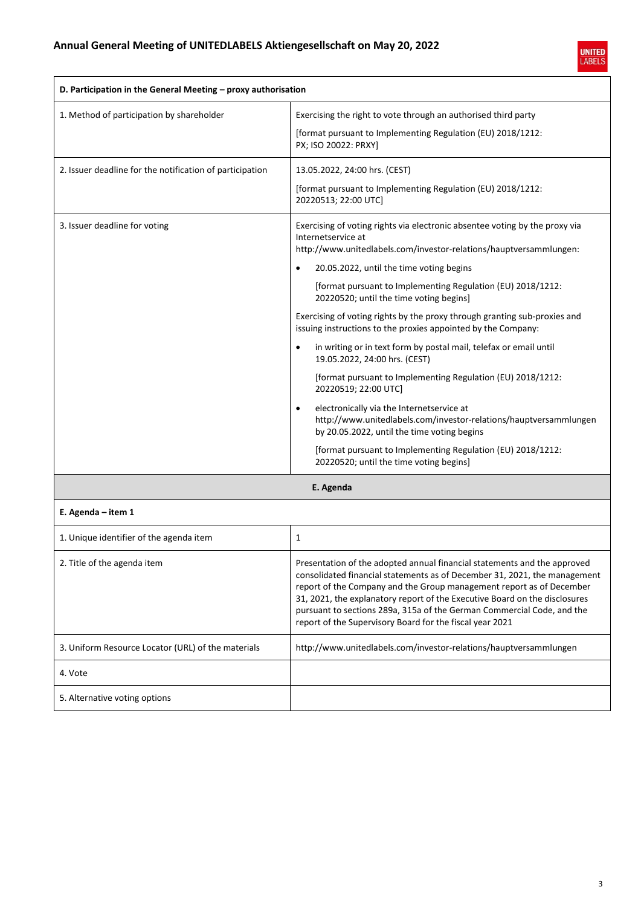| D. Participation in the General Meeting – proxy authorisation | |
|---|---|
| 1. Method of participation by shareholder | Exercising the right to vote through an authorised third party<br><br>[format pursuant to Implementing Regulation (EU) 2018/1212: PX; ISO 20022: PRXY] |
| 2. Issuer deadline for the notification of participation | 13.05.2022, 24:00 hrs. (CEST)<br><br>[format pursuant to Implementing Regulation (EU) 2018/1212: 20220513; 22:00 UTC] |
| 3. Issuer deadline for voting | Exercising of voting rights via electronic absentee voting by the proxy via Internetservice at http://www.unitedlabels.com/investor-relations/hauptversammlungen:<br><br>• 20.05.2022, until the time voting begins<br><br>[format pursuant to Implementing Regulation (EU) 2018/1212: 20220520; until the time voting begins]<br><br>Exercising of voting rights by the proxy through granting sub-proxies and issuing instructions to the proxies appointed by the Company:<br><br>• in writing or in text form by postal mail, telefax or email until 19.05.2022, 24:00 hrs. (CEST)<br><br>[format pursuant to Implementing Regulation (EU) 2018/1212: 20220519; 22:00 UTC]<br><br>• electronically via the Internetservice at http://www.unitedlabels.com/investor-relations/hauptversammlungen by 20.05.2022, until the time voting begins<br><br>[format pursuant to Implementing Regulation (EU) 2018/1212: 20220520; until the time voting begins] |

**E. Agenda**

| E. Agenda – item 1 | |
|---|---|
| 1. Unique identifier of the agenda item | 1 |
| 2. Title of the agenda item | Presentation of the adopted annual financial statements and the approved consolidated financial statements as of December 31, 2021, the management report of the Company and the Group management report as of December 31, 2021, the explanatory report of the Executive Board on the disclosures pursuant to sections 289a, 315a of the German Commercial Code, and the report of the Supervisory Board for the fiscal year 2021 |
| 3. Uniform Resource Locator (URL) of the materials | http://www.unitedlabels.com/investor-relations/hauptversammlungen |
| 4. Vote | |
| 5. Alternative voting options | |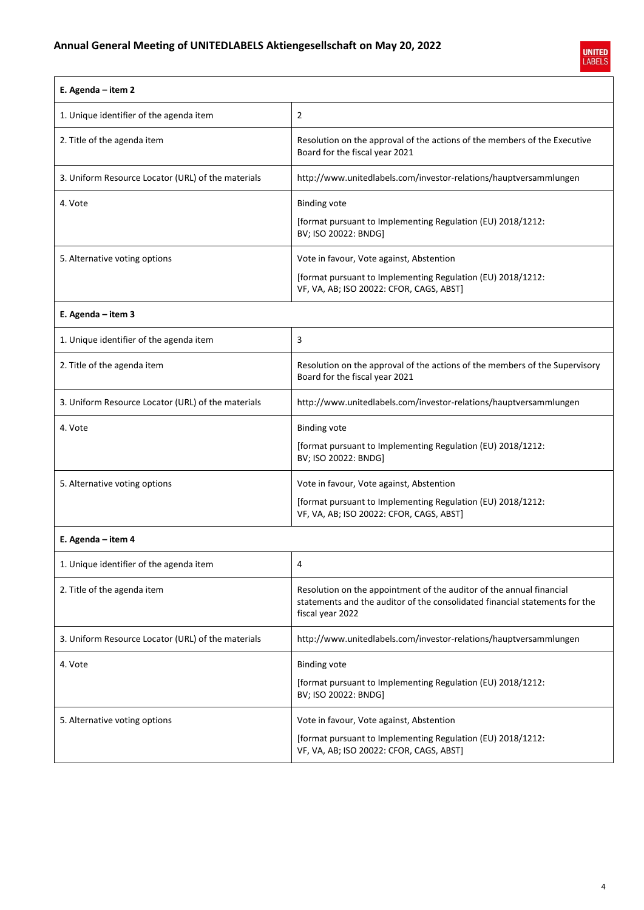| E. Agenda – item 2 | |
|---|---|
| 1. Unique identifier of the agenda item | 2 |
| 2. Title of the agenda item | Resolution on the approval of the actions of the members of the Executive Board for the fiscal year 2021 |
| 3. Uniform Resource Locator (URL) of the materials | http://www.unitedlabels.com/investor-relations/hauptversammlungen |
| 4. Vote | Binding vote<br><br>[format pursuant to Implementing Regulation (EU) 2018/1212: BV; ISO 20022: BNDG] |
| 5. Alternative voting options | Vote in favour, Vote against, Abstention<br><br>[format pursuant to Implementing Regulation (EU) 2018/1212: VF, VA, AB; ISO 20022: CFOR, CAGS, ABST] |

| E. Agenda – item 3 | |
|---|---|
| 1. Unique identifier of the agenda item | 3 |
| 2. Title of the agenda item | Resolution on the approval of the actions of the members of the Supervisory Board for the fiscal year 2021 |
| 3. Uniform Resource Locator (URL) of the materials | http://www.unitedlabels.com/investor-relations/hauptversammlungen |
| 4. Vote | Binding vote<br><br>[format pursuant to Implementing Regulation (EU) 2018/1212: BV; ISO 20022: BNDG] |
| 5. Alternative voting options | Vote in favour, Vote against, Abstention<br><br>[format pursuant to Implementing Regulation (EU) 2018/1212: VF, VA, AB; ISO 20022: CFOR, CAGS, ABST] |

| E. Agenda – item 4 | |
|---|---|
| 1. Unique identifier of the agenda item | 4 |
| 2. Title of the agenda item | Resolution on the appointment of the auditor of the annual financial statements and the auditor of the consolidated financial statements for the fiscal year 2022 |
| 3. Uniform Resource Locator (URL) of the materials | http://www.unitedlabels.com/investor-relations/hauptversammlungen |
| 4. Vote | Binding vote<br><br>[format pursuant to Implementing Regulation (EU) 2018/1212: BV; ISO 20022: BNDG] |
| 5. Alternative voting options | Vote in favour, Vote against, Abstention<br><br>[format pursuant to Implementing Regulation (EU) 2018/1212: VF, VA, AB; ISO 20022: CFOR, CAGS, ABST] |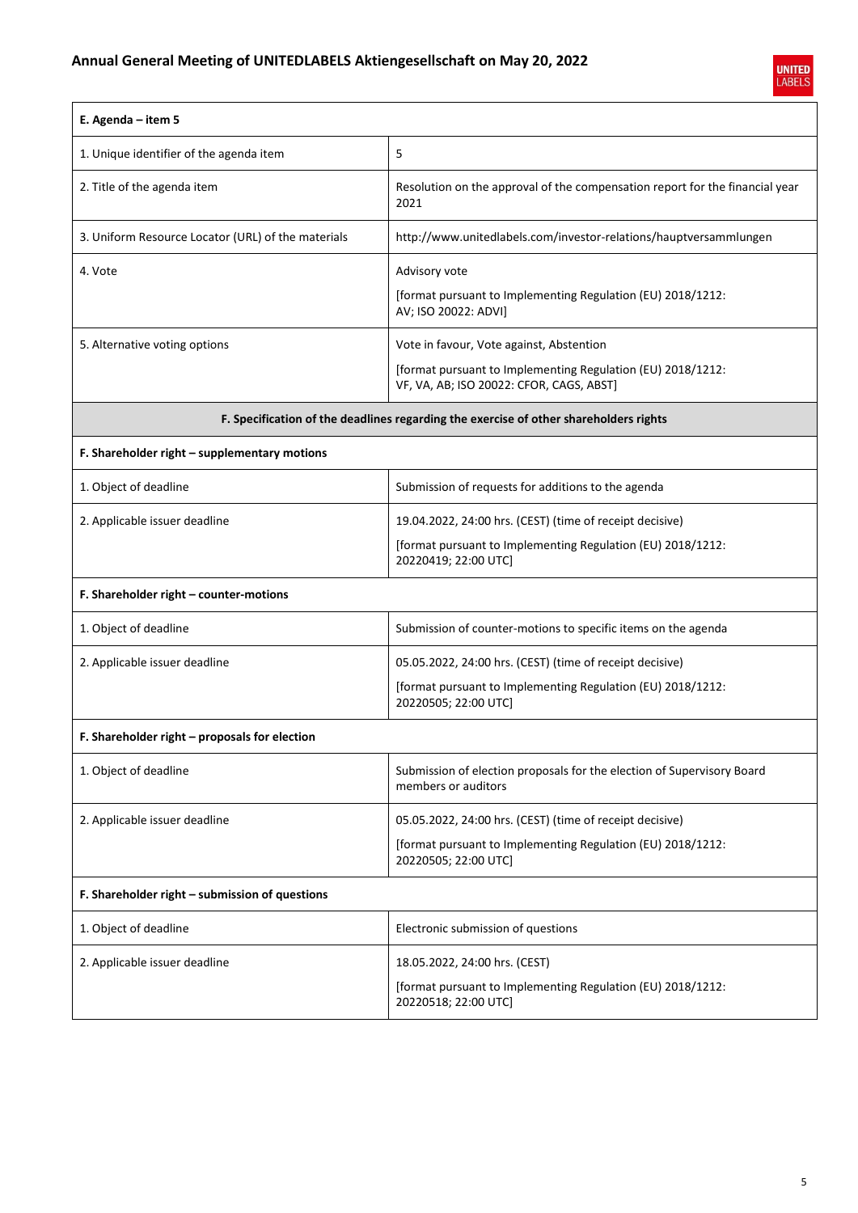| E. Agenda – item 5 | |
|---|---|
| 1. Unique identifier of the agenda item | 5 |
| 2. Title of the agenda item | Resolution on the approval of the compensation report for the financial year 2021 |
| 3. Uniform Resource Locator (URL) of the materials | http://www.unitedlabels.com/investor-relations/hauptversammlungen |
| 4. Vote | Advisory vote<br><br>[format pursuant to Implementing Regulation (EU) 2018/1212: AV; ISO 20022: ADVI] |
| 5. Alternative voting options | Vote in favour, Vote against, Abstention<br><br>[format pursuant to Implementing Regulation (EU) 2018/1212: VF, VA, AB; ISO 20022: CFOR, CAGS, ABST] |

| F. Specification of the deadlines regarding the exercise of other shareholders rights | |
|---|---|
| **F. Shareholder right – supplementary motions** | |
| 1. Object of deadline | Submission of requests for additions to the agenda |
| 2. Applicable issuer deadline | 19.04.2022, 24:00 hrs. (CEST) (time of receipt decisive)<br><br>[format pursuant to Implementing Regulation (EU) 2018/1212: 20220419; 22:00 UTC] |
| **F. Shareholder right – counter-motions** | |
| 1. Object of deadline | Submission of counter-motions to specific items on the agenda |
| 2. Applicable issuer deadline | 05.05.2022, 24:00 hrs. (CEST) (time of receipt decisive)<br><br>[format pursuant to Implementing Regulation (EU) 2018/1212: 20220505; 22:00 UTC] |
| **F. Shareholder right – proposals for election** | |
| 1. Object of deadline | Submission of election proposals for the election of Supervisory Board members or auditors |
| 2. Applicable issuer deadline | 05.05.2022, 24:00 hrs. (CEST) (time of receipt decisive)<br><br>[format pursuant to Implementing Regulation (EU) 2018/1212: 20220505; 22:00 UTC] |
| **F. Shareholder right – submission of questions** | |
| 1. Object of deadline | Electronic submission of questions |
| 2. Applicable issuer deadline | 18.05.2022, 24:00 hrs. (CEST)<br><br>[format pursuant to Implementing Regulation (EU) 2018/1212: 20220518; 22:00 UTC] |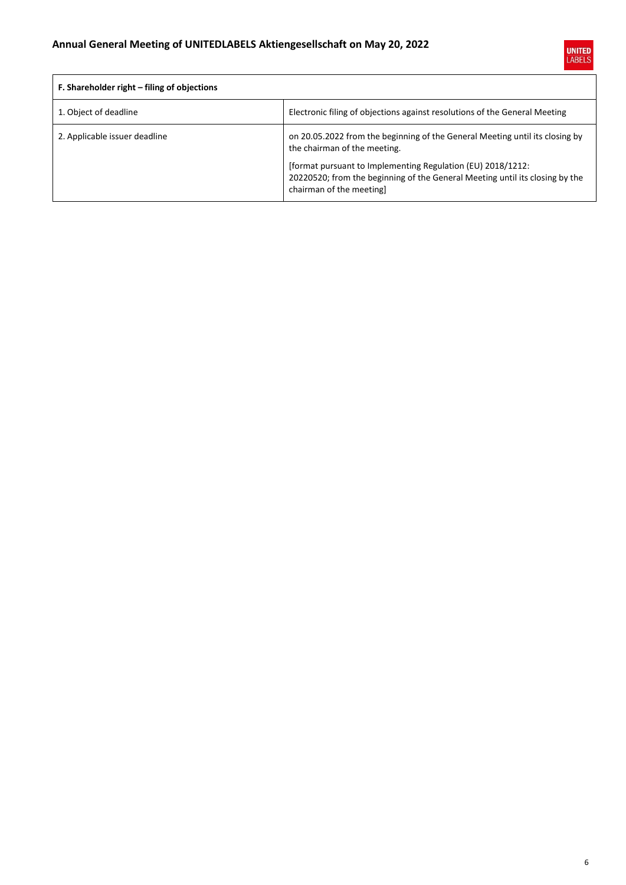| F. Shareholder right – filing of objections | |
|---|---|
| 1. Object of deadline | Electronic filing of objections against resolutions of the General Meeting |
| 2. Applicable issuer deadline | on 20.05.2022 from the beginning of the General Meeting until its closing by the chairman of the meeting.<br><br>[format pursuant to Implementing Regulation (EU) 2018/1212: 20220520; from the beginning of the General Meeting until its closing by the chairman of the meeting] |